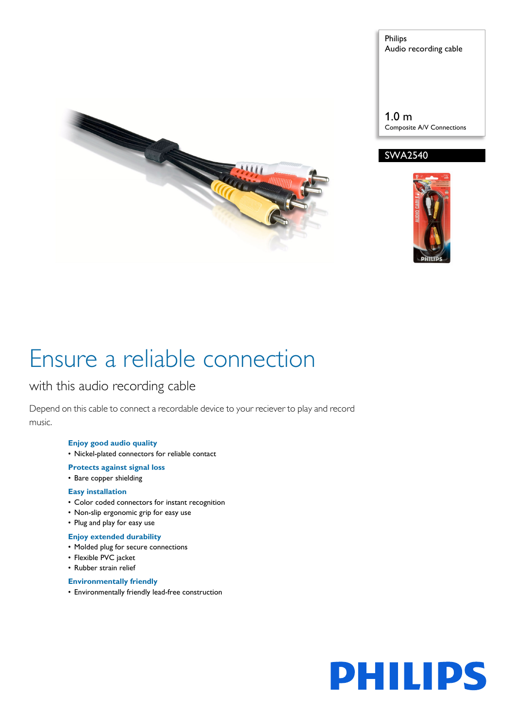Philips
Audio recording cable

1.0 m
Composite A/V Connections

SWA2540

# Ensure a reliable connection

## with this audio recording cable

Depend on this cable to connect a recordable device to your reciever to play and record music.

**Enjoy good audio quality**
- Nickel-plated connectors for reliable contact

**Protects against signal loss**
- Bare copper shielding

**Easy installation**
- Color coded connectors for instant recognition
- Non-slip ergonomic grip for easy use
- Plug and play for easy use

**Enjoy extended durability**
- Molded plug for secure connections
- Flexible PVC jacket
- Rubber strain relief

**Environmentally friendly**
- Environmentally friendly lead-free construction

PHILIPS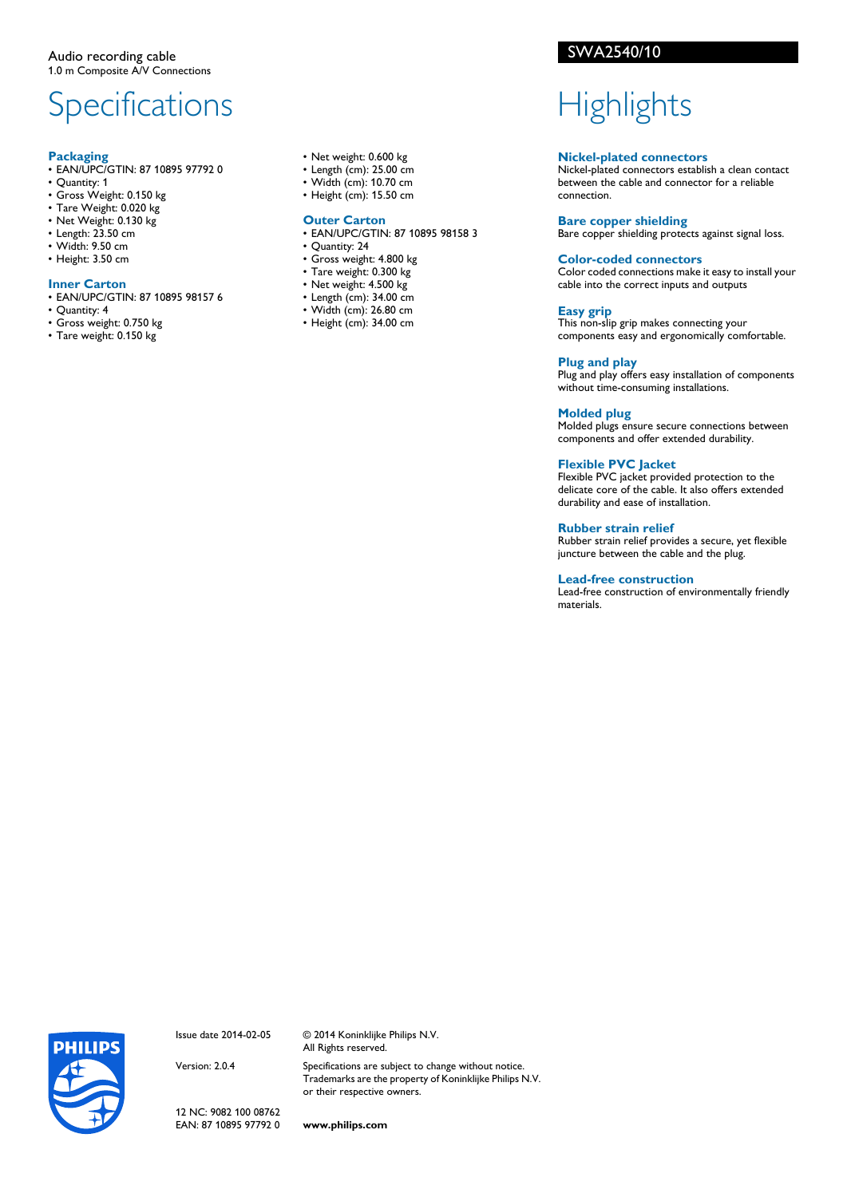Audio recording cable
1.0 m Composite A/V Connections

# Specifications

### Packaging

- EAN/UPC/GTIN: 87 10895 97792 0
- Quantity: 1
- Gross Weight: 0.150 kg
- Tare Weight: 0.020 kg
- Net Weight: 0.130 kg
- Length: 23.50 cm
- Width: 9.50 cm
- Height: 3.50 cm

### Inner Carton

- EAN/UPC/GTIN: 87 10895 98157 6
- Quantity: 4
- Gross weight: 0.750 kg
- Tare weight: 0.150 kg
- Net weight: 0.600 kg
- Length (cm): 25.00 cm
- Width (cm): 10.70 cm
- Height (cm): 15.50 cm

### Outer Carton

- EAN/UPC/GTIN: 87 10895 98158 3
- Quantity: 24
- Gross weight: 4.800 kg
- Tare weight: 0.300 kg
- Net weight: 4.500 kg
- Length (cm): 34.00 cm
- Width (cm): 26.80 cm
- Height (cm): 34.00 cm

SWA2540/10

# Highlights

### Nickel-plated connectors

Nickel-plated connectors establish a clean contact between the cable and connector for a reliable connection.

### Bare copper shielding

Bare copper shielding protects against signal loss.

### Color-coded connectors

Color coded connections make it easy to install your cable into the correct inputs and outputs

### Easy grip

This non-slip grip makes connecting your components easy and ergonomically comfortable.

### Plug and play

Plug and play offers easy installation of components without time-consuming installations.

### Molded plug

Molded plugs ensure secure connections between components and offer extended durability.

### Flexible PVC Jacket

Flexible PVC jacket provided protection to the delicate core of the cable. It also offers extended durability and ease of installation.

### Rubber strain relief

Rubber strain relief provides a secure, yet flexible juncture between the cable and the plug.

### Lead-free construction

Lead-free construction of environmentally friendly materials.

PHILIPS

Issue date 2014-02-05

Version: 2.0.4

12 NC: 9082 100 08762
EAN: 87 10895 97792 0

© 2014 Koninklijke Philips N.V.
All Rights reserved.

Specifications are subject to change without notice. Trademarks are the property of Koninklijke Philips N.V. or their respective owners.

**www.philips.com**